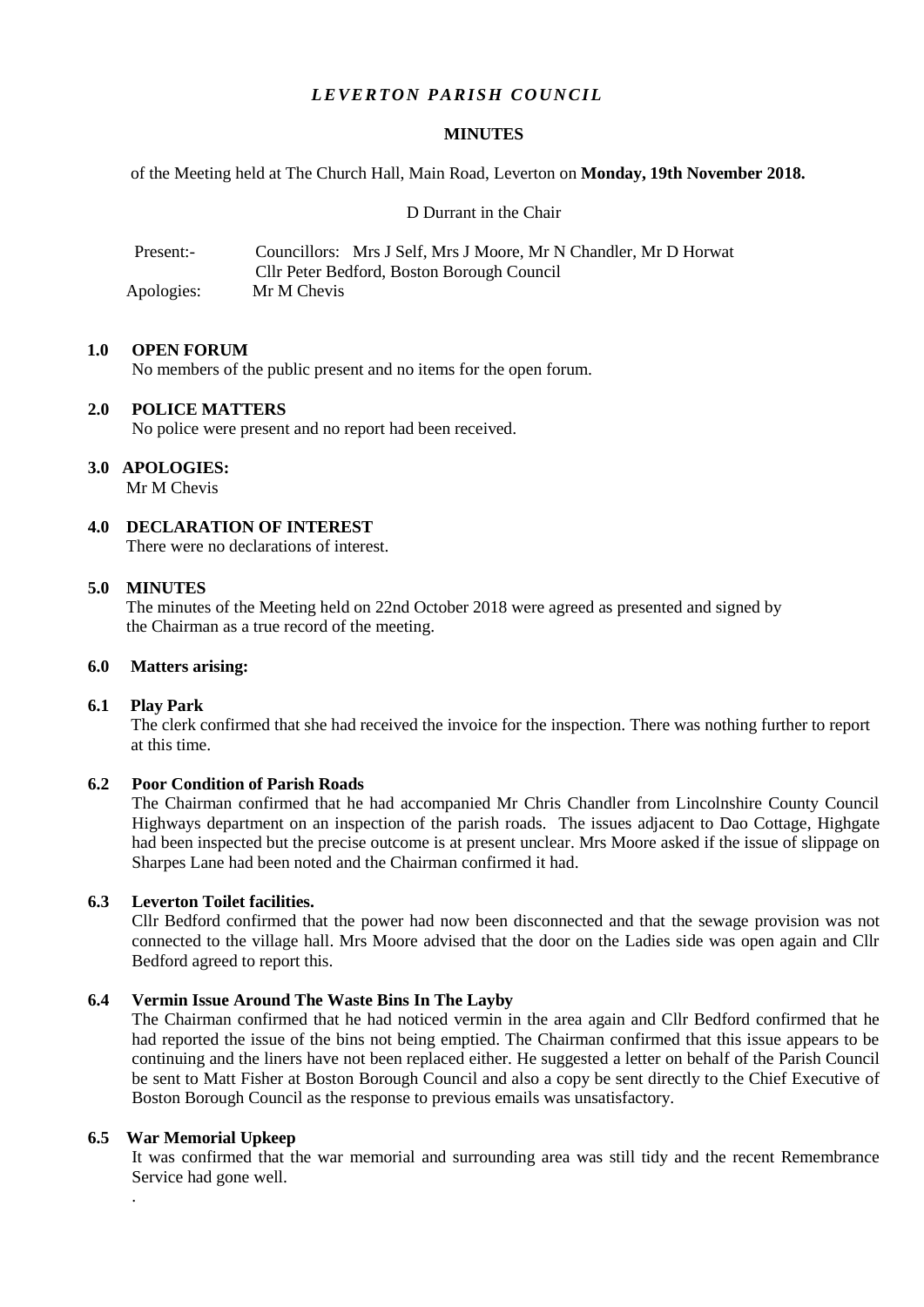# *LEVERTON PARISH COUNCIL*

## MINUTES

of the Meeting held at The Church Hall, Main Road, Leverton on **Monday, 19th November 2018.**

D Durrant in the Chair

Present:- Councillors: Mrs J Self, Mrs J Moore, Mr N Chandler, Mr D Horwat
Cllr Peter Bedford, Boston Borough Council

Apologies: Mr M Chevis

### 1.0 OPEN FORUM

No members of the public present and no items for the open forum.

### 2.0 POLICE MATTERS

No police were present and no report had been received.

### 3.0 APOLOGIES:

Mr M Chevis

### 4.0 DECLARATION OF INTEREST

There were no declarations of interest.

### 5.0 MINUTES

The minutes of the Meeting held on 22nd October 2018 were agreed as presented and signed by the Chairman as a true record of the meeting.

### 6.0 Matters arising:

#### 6.1 Play Park

The clerk confirmed that she had received the invoice for the inspection. There was nothing further to report at this time.

#### 6.2 Poor Condition of Parish Roads

The Chairman confirmed that he had accompanied Mr Chris Chandler from Lincolnshire County Council Highways department on an inspection of the parish roads. The issues adjacent to Dao Cottage, Highgate had been inspected but the precise outcome is at present unclear. Mrs Moore asked if the issue of slippage on Sharpes Lane had been noted and the Chairman confirmed it had.

#### 6.3 Leverton Toilet facilities.

Cllr Bedford confirmed that the power had now been disconnected and that the sewage provision was not connected to the village hall. Mrs Moore advised that the door on the Ladies side was open again and Cllr Bedford agreed to report this.

#### 6.4 Vermin Issue Around The Waste Bins In The Layby

The Chairman confirmed that he had noticed vermin in the area again and Cllr Bedford confirmed that he had reported the issue of the bins not being emptied. The Chairman confirmed that this issue appears to be continuing and the liners have not been replaced either. He suggested a letter on behalf of the Parish Council be sent to Matt Fisher at Boston Borough Council and also a copy be sent directly to the Chief Executive of Boston Borough Council as the response to previous emails was unsatisfactory.

#### 6.5 War Memorial Upkeep

It was confirmed that the war memorial and surrounding area was still tidy and the recent Remembrance Service had gone well.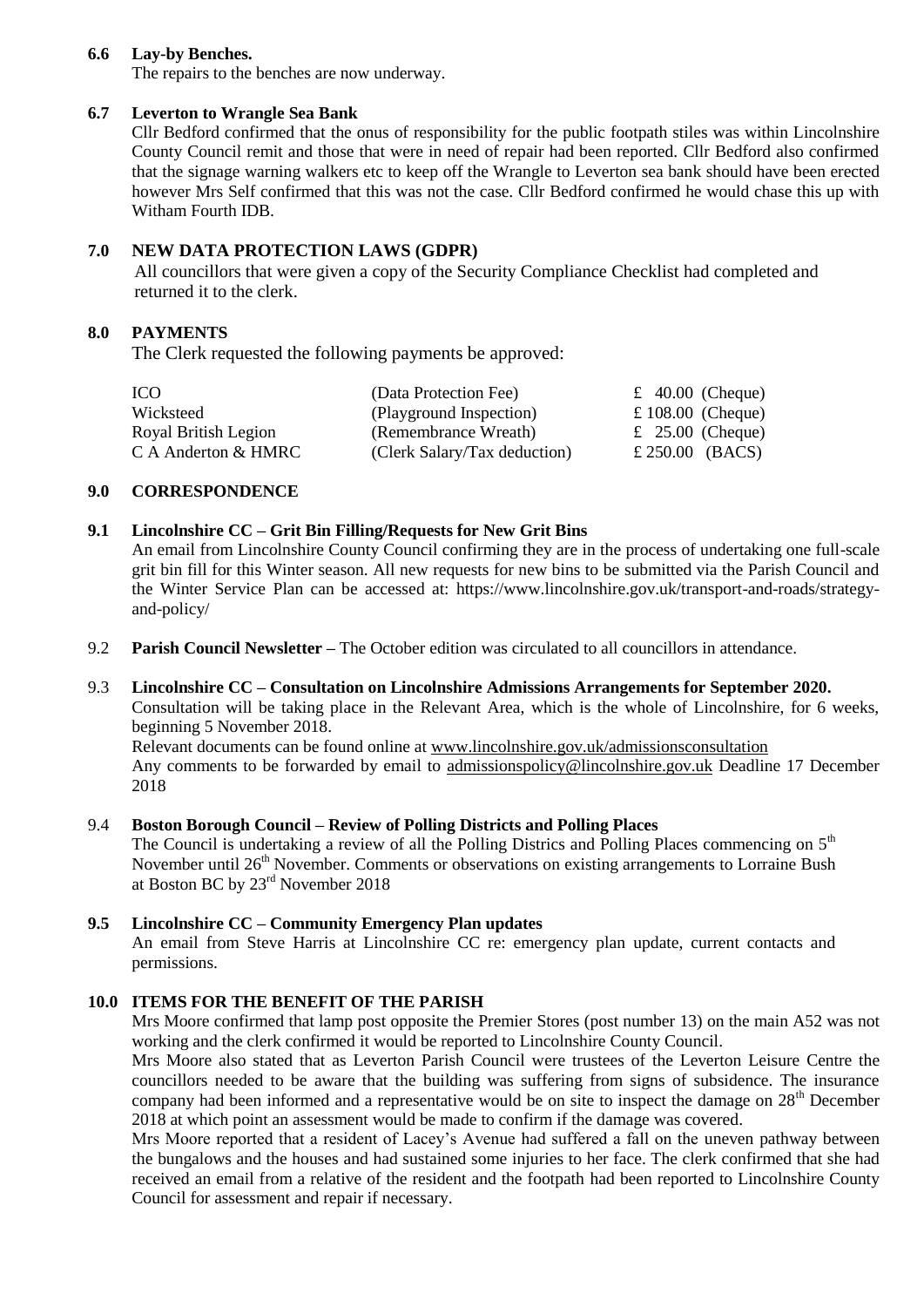**6.6 Lay-by Benches.**

The repairs to the benches are now underway.

**6.7 Leverton to Wrangle Sea Bank**

Cllr Bedford confirmed that the onus of responsibility for the public footpath stiles was within Lincolnshire County Council remit and those that were in need of repair had been reported. Cllr Bedford also confirmed that the signage warning walkers etc to keep off the Wrangle to Leverton sea bank should have been erected however Mrs Self confirmed that this was not the case. Cllr Bedford confirmed he would chase this up with Witham Fourth IDB.

**7.0 NEW DATA PROTECTION LAWS (GDPR)**

All councillors that were given a copy of the Security Compliance Checklist had completed and returned it to the clerk.

**8.0 PAYMENTS**

The Clerk requested the following payments be approved:

| | | |
|---|---|---|
| ICO | (Data Protection Fee) | £ 40.00 (Cheque) |
| Wicksteed | (Playground Inspection) | £ 108.00 (Cheque) |
| Royal British Legion | (Remembrance Wreath) | £ 25.00 (Cheque) |
| C A Anderton & HMRC | (Clerk Salary/Tax deduction) | £ 250.00 (BACS) |

**9.0 CORRESPONDENCE**

**9.1 Lincolnshire CC – Grit Bin Filling/Requests for New Grit Bins**

An email from Lincolnshire County Council confirming they are in the process of undertaking one full-scale grit bin fill for this Winter season. All new requests for new bins to be submitted via the Parish Council and the Winter Service Plan can be accessed at: https://www.lincolnshire.gov.uk/transport-and-roads/strategy-and-policy/

9.2 **Parish Council Newsletter –** The October edition was circulated to all councillors in attendance.

9.3 **Lincolnshire CC – Consultation on Lincolnshire Admissions Arrangements for September 2020.**

Consultation will be taking place in the Relevant Area, which is the whole of Lincolnshire, for 6 weeks, beginning 5 November 2018.

Relevant documents can be found online at www.lincolnshire.gov.uk/admissionsconsultation

Any comments to be forwarded by email to admissionspolicy@lincolnshire.gov.uk Deadline 17 December 2018

9.4 **Boston Borough Council – Review of Polling Districts and Polling Places**

The Council is undertaking a review of all the Polling Districts and Polling Places commencing on 5th November until 26th November. Comments or observations on existing arrangements to Lorraine Bush at Boston BC by 23rd November 2018

**9.5 Lincolnshire CC – Community Emergency Plan updates**

An email from Steve Harris at Lincolnshire CC re: emergency plan update, current contacts and permissions.

**10.0 ITEMS FOR THE BENEFIT OF THE PARISH**

Mrs Moore confirmed that lamp post opposite the Premier Stores (post number 13) on the main A52 was not working and the clerk confirmed it would be reported to Lincolnshire County Council.

Mrs Moore also stated that as Leverton Parish Council were trustees of the Leverton Leisure Centre the councillors needed to be aware that the building was suffering from signs of subsidence. The insurance company had been informed and a representative would be on site to inspect the damage on 28th December 2018 at which point an assessment would be made to confirm if the damage was covered.

Mrs Moore reported that a resident of Lacey's Avenue had suffered a fall on the uneven pathway between the bungalows and the houses and had sustained some injuries to her face. The clerk confirmed that she had received an email from a relative of the resident and the footpath had been reported to Lincolnshire County Council for assessment and repair if necessary.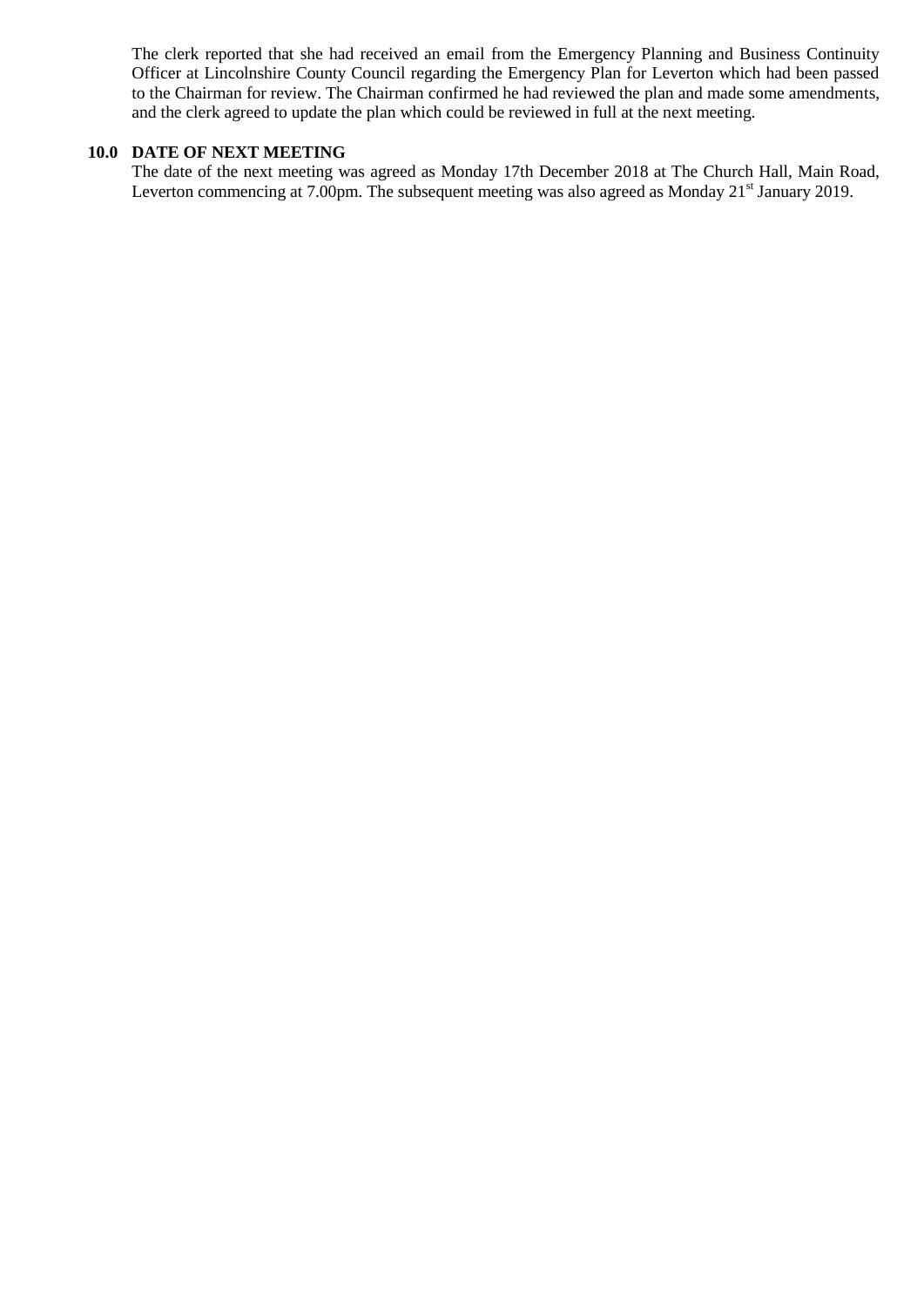The clerk reported that she had received an email from the Emergency Planning and Business Continuity Officer at Lincolnshire County Council regarding the Emergency Plan for Leverton which had been passed to the Chairman for review. The Chairman confirmed he had reviewed the plan and made some amendments, and the clerk agreed to update the plan which could be reviewed in full at the next meeting.

## 10.0 DATE OF NEXT MEETING

The date of the next meeting was agreed as Monday 17th December 2018 at The Church Hall, Main Road, Leverton commencing at 7.00pm. The subsequent meeting was also agreed as Monday 21st January 2019.